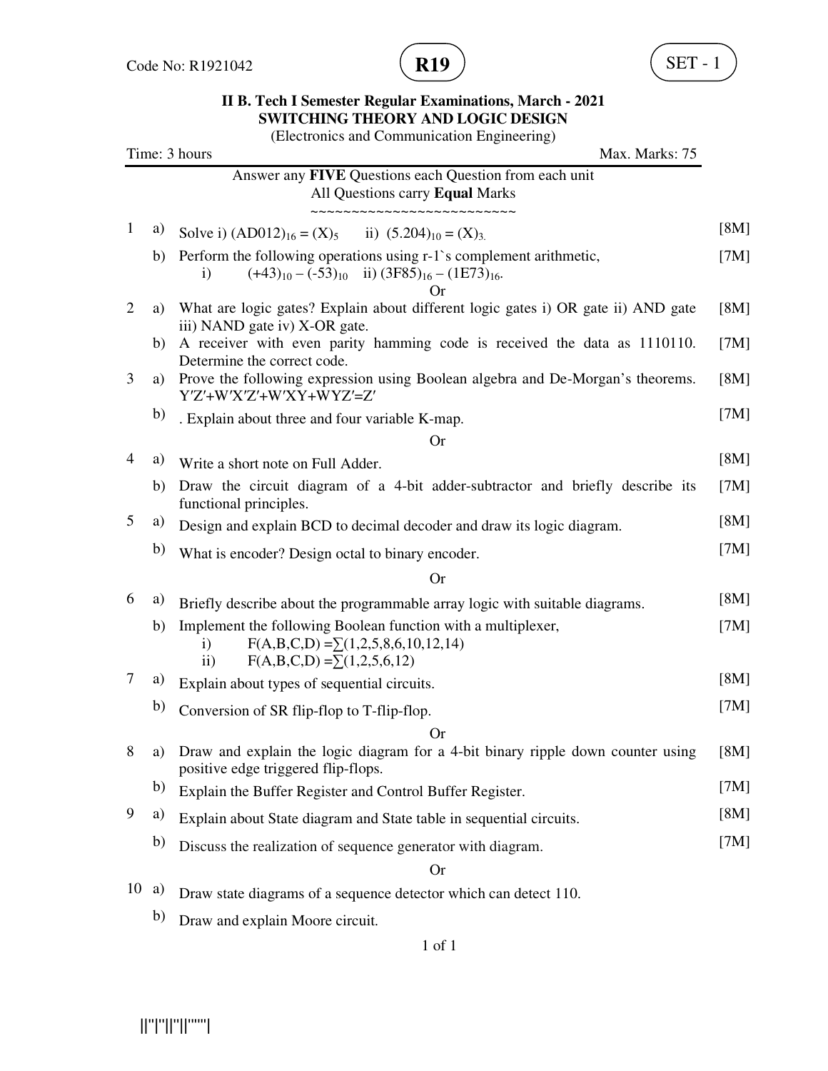Code No: R1921042 **R19** SET - 1

**II B. Tech I Semester Regular Examinations, March - 2021**
**SWITCHING THEORY AND LOGIC DESIGN**
(Electronics and Communication Engineering)

Time: 3 hours Max. Marks: 75

Answer any **FIVE** Questions each Question from each unit
All Questions carry **Equal** Marks

~~~~~~~~~~~~~~~~~~~~~~~~~

1. a) Solve i) $(AD012)_{16} = (X)_5$ ii) $(5.204)_{10} = (X)_3$. [8M]
   b) Perform the following operations using r-1`s complement arithmetic, [7M]
      i) $(+43)_{10} - (-53)_{10}$ ii) $(3F85)_{16} - (1E73)_{16}$.

Or

2. a) What are logic gates? Explain about different logic gates i) OR gate ii) AND gate iii) NAND gate iv) X-OR gate. [8M]
   b) A receiver with even parity hamming code is received the data as 1110110. Determine the correct code. [7M]

3. a) Prove the following expression using Boolean algebra and De-Morgan's theorems. [8M]
   $Y'Z'+W'X'Z'+W'XY+WYZ'=Z'$
   b) . Explain about three and four variable K-map. [7M]

Or

4. a) Write a short note on Full Adder. [8M]
   b) Draw the circuit diagram of a 4-bit adder-subtractor and briefly describe its functional principles. [7M]

5. a) Design and explain BCD to decimal decoder and draw its logic diagram. [8M]
   b) What is encoder? Design octal to binary encoder. [7M]

Or

6. a) Briefly describe about the programmable array logic with suitable diagrams. [8M]
   b) Implement the following Boolean function with a multiplexer, [7M]
      i) $F(A,B,C,D) = \sum(1,2,5,8,6,10,12,14)$
      ii) $F(A,B,C,D) = \sum(1,2,5,6,12)$

7. a) Explain about types of sequential circuits. [8M]
   b) Conversion of SR flip-flop to T-flip-flop. [7M]

Or

8. a) Draw and explain the logic diagram for a 4-bit binary ripple down counter using positive edge triggered flip-flops. [8M]
   b) Explain the Buffer Register and Control Buffer Register. [7M]

9. a) Explain about State diagram and State table in sequential circuits. [8M]
   b) Discuss the realization of sequence generator with diagram. [7M]

Or

10. a) Draw state diagrams of a sequence detector which can detect 110.
    b) Draw and explain Moore circuit.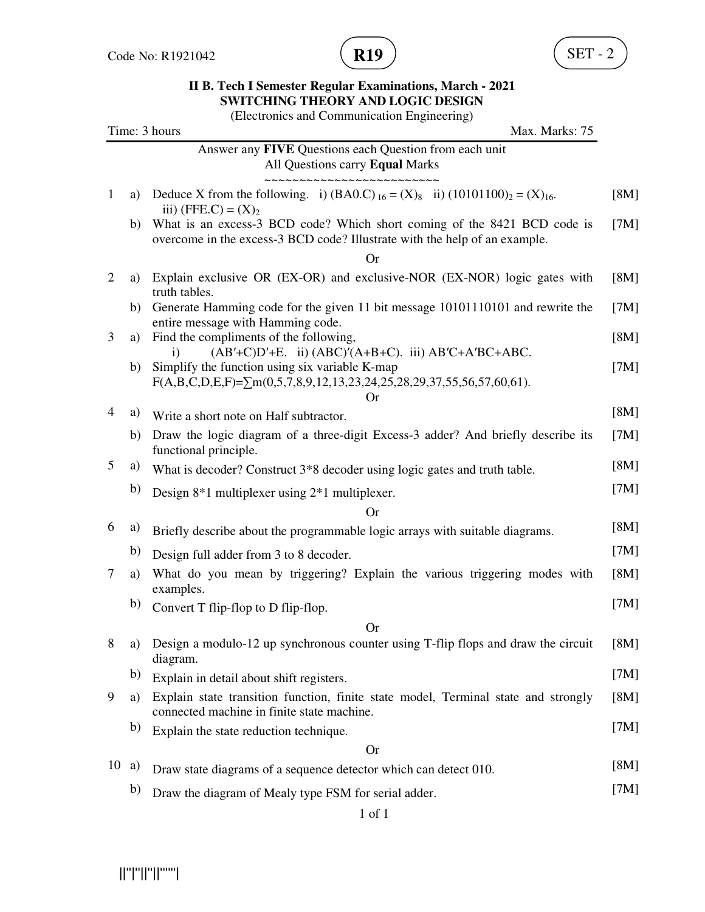Code No: R1921042

**R19**

SET - 2

**II B. Tech I Semester Regular Examinations, March - 2021**
**SWITCHING THEORY AND LOGIC DESIGN**
(Electronics and Communication Engineering)

Time: 3 hours | Max. Marks: 75

Answer any **FIVE** Questions each Question from each unit
All Questions carry **Equal** Marks

~~~~~~~~~~~~~~~~~~~~~~~~~

1 a) Deduce X from the following. i) $(BA0.C)_{16} = (X)_8$ ii) $(10101100)_2 = (X)_{16}$. iii) $(FFE.C) = (X)_2$ [8M]

b) What is an excess-3 BCD code? Which short coming of the 8421 BCD code is overcome in the excess-3 BCD code? Illustrate with the help of an example. [7M]

Or

2 a) Explain exclusive OR (EX-OR) and exclusive-NOR (EX-NOR) logic gates with truth tables. [8M]

b) Generate Hamming code for the given 11 bit message 10101110101 and rewrite the entire message with Hamming code. [7M]

3 a) Find the compliments of the following, [8M]
i) $(AB'+C)D'+E$. ii) $(ABC)'(A+B+C)$. iii) $AB'C+A'BC+ABC$.

b) Simplify the function using six variable K-map [7M]
$F(A,B,C,D,E,F)=\sum m(0,5,7,8,9,12,13,23,24,25,28,29,37,55,56,57,60,61)$.

Or

4 a) Write a short note on Half subtractor. [8M]

b) Draw the logic diagram of a three-digit Excess-3 adder? And briefly describe its functional principle. [7M]

5 a) What is decoder? Construct 3*8 decoder using logic gates and truth table. [8M]

b) Design 8*1 multiplexer using 2*1 multiplexer. [7M]

Or

6 a) Briefly describe about the programmable logic arrays with suitable diagrams. [8M]

b) Design full adder from 3 to 8 decoder. [7M]

7 a) What do you mean by triggering? Explain the various triggering modes with examples. [8M]

b) Convert T flip-flop to D flip-flop. [7M]

Or

8 a) Design a modulo-12 up synchronous counter using T-flip flops and draw the circuit diagram. [8M]

b) Explain in detail about shift registers. [7M]

9 a) Explain state transition function, finite state model, Terminal state and strongly connected machine in finite state machine. [8M]

b) Explain the state reduction technique. [7M]

Or

10 a) Draw state diagrams of a sequence detector which can detect 010. [8M]

b) Draw the diagram of Mealy type FSM for serial adder. [7M]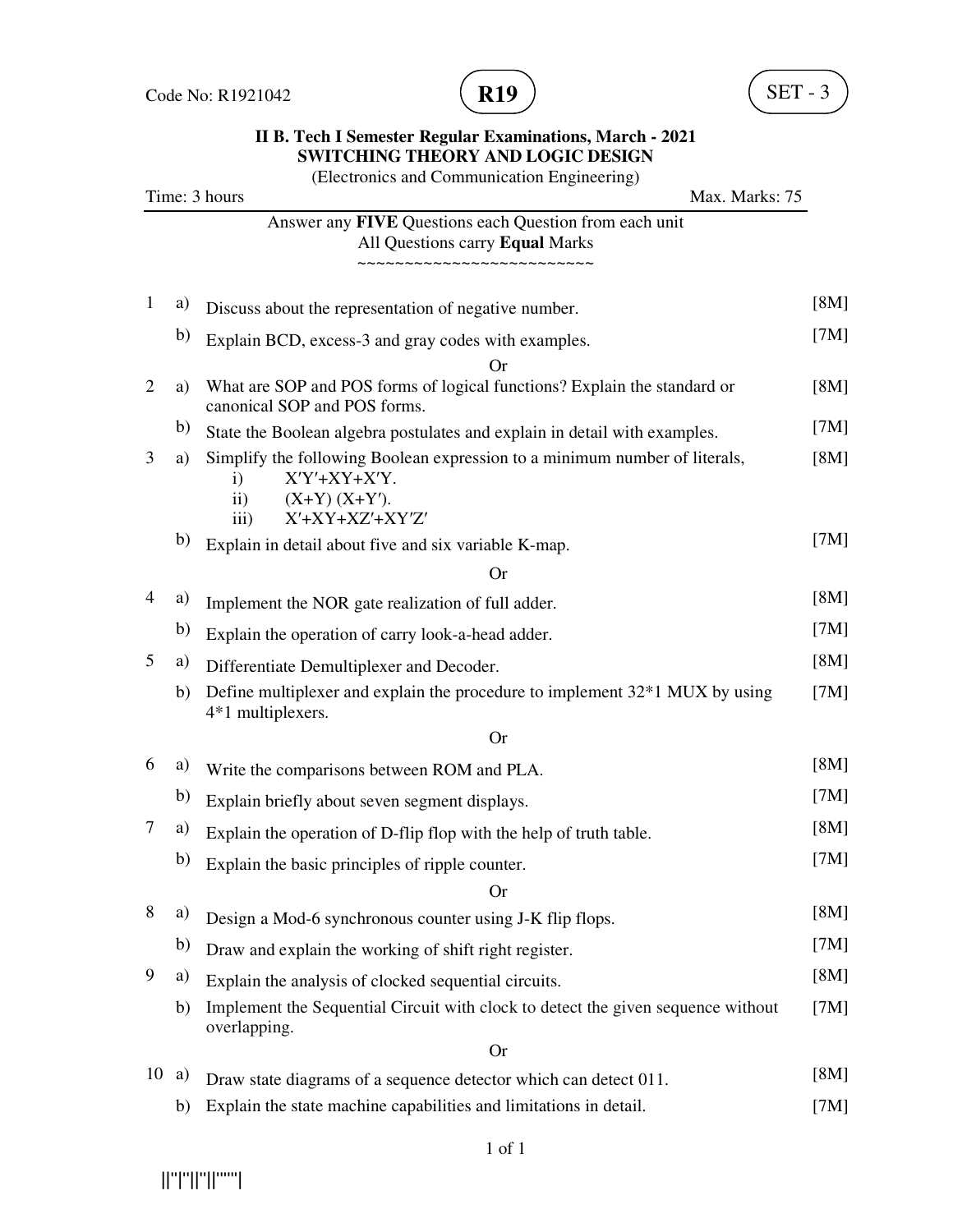Code No: R1921042

**R19**

SET - 3

**II B. Tech I Semester Regular Examinations, March - 2021**
**SWITCHING THEORY AND LOGIC DESIGN**
(Electronics and Communication Engineering)

Time: 3 hours Max. Marks: 75

---

Answer any **FIVE** Questions each Question from each unit
All Questions carry **Equal** Marks
~~~~~~~~~~~~~~~~~~~~~~~~~

| | | | |
|---|---|---|---|
| 1 | a) | Discuss about the representation of negative number. | [8M] |
| | b) | Explain BCD, excess-3 and gray codes with examples. | [7M] |
| | | Or | |
| 2 | a) | What are SOP and POS forms of logical functions? Explain the standard or canonical SOP and POS forms. | [8M] |
| | b) | State the Boolean algebra postulates and explain in detail with examples. | [7M] |
| 3 | a) | Simplify the following Boolean expression to a minimum number of literals,<br>i) $X'Y'+XY+X'Y$.<br>ii) $(X+Y)(X+Y')$.<br>iii) $X'+XY+XZ'+XY'Z'$ | [8M] |
| | b) | Explain in detail about five and six variable K-map. | [7M] |
| | | Or | |
| 4 | a) | Implement the NOR gate realization of full adder. | [8M] |
| | b) | Explain the operation of carry look-a-head adder. | [7M] |
| 5 | a) | Differentiate Demultiplexer and Decoder. | [8M] |
| | b) | Define multiplexer and explain the procedure to implement 32*1 MUX by using 4*1 multiplexers. | [7M] |
| | | Or | |
| 6 | a) | Write the comparisons between ROM and PLA. | [8M] |
| | b) | Explain briefly about seven segment displays. | [7M] |
| 7 | a) | Explain the operation of D-flip flop with the help of truth table. | [8M] |
| | b) | Explain the basic principles of ripple counter. | [7M] |
| | | Or | |
| 8 | a) | Design a Mod-6 synchronous counter using J-K flip flops. | [8M] |
| | b) | Draw and explain the working of shift right register. | [7M] |
| 9 | a) | Explain the analysis of clocked sequential circuits. | [8M] |
| | b) | Implement the Sequential Circuit with clock to detect the given sequence without overlapping. | [7M] |
| | | Or | |
| 10 | a) | Draw state diagrams of a sequence detector which can detect 011. | [8M] |
| | b) | Explain the state machine capabilities and limitations in detail. | [7M] |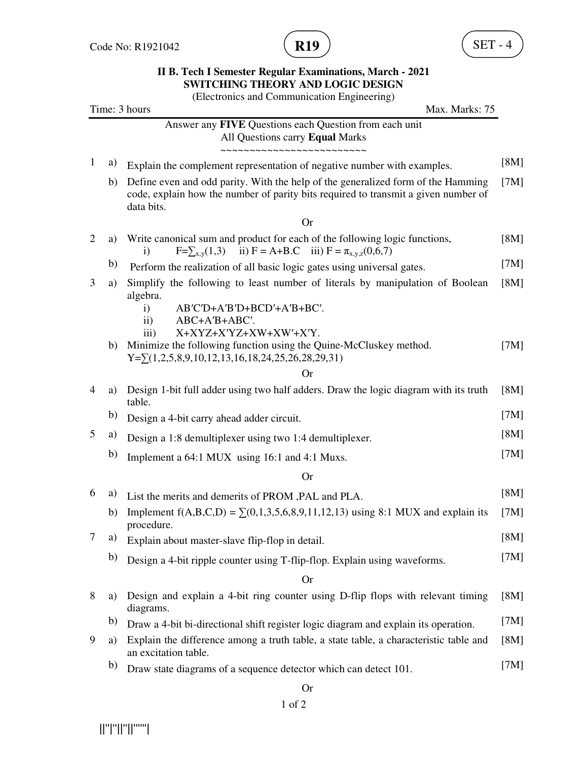Code No: R1921042 **R19** SET - 4

**II B. Tech I Semester Regular Examinations, March - 2021**
**SWITCHING THEORY AND LOGIC DESIGN**
(Electronics and Communication Engineering)

Time: 3 hours Max. Marks: 75

Answer any **FIVE** Questions each Question from each unit
All Questions carry **Equal** Marks

~~~~~~~~~~~~~~~~~~~~~~~~~

1 a) Explain the complement representation of negative number with examples. [8M]

b) Define even and odd parity. With the help of the generalized form of the Hamming code, explain how the number of parity bits required to transmit a given number of data bits. [7M]

Or

2 a) Write canonical sum and product for each of the following logic functions, [8M]
  i) $F=\sum_{x,y}(1,3)$ ii) $F = A+B.C$ iii) $F = \pi_{x,y,z}(0,6,7)$

b) Perform the realization of all basic logic gates using universal gates. [7M]

3 a) Simplify the following to least number of literals by manipulation of Boolean algebra. [8M]
  i) $AB'C'D+A'B'D+BCD'+A'B+BC'$.
  ii) $ABC+A'B+ABC'$.
  iii) $X+XYZ+X'YZ+XW+XW'+X'Y$.

b) Minimize the following function using the Quine-McCluskey method. [7M]
$Y=\sum(1,2,5,8,9,10,12,13,16,18,24,25,26,28,29,31)$

Or

4 a) Design 1-bit full adder using two half adders. Draw the logic diagram with its truth table. [8M]

b) Design a 4-bit carry ahead adder circuit. [7M]

5 a) Design a 1:8 demultiplexer using two 1:4 demultiplexer. [8M]

b) Implement a 64:1 MUX using 16:1 and 4:1 Muxs. [7M]

Or

6 a) List the merits and demerits of PROM ,PAL and PLA. [8M]

b) Implement $f(A,B,C,D) = \sum(0,1,3,5,6,8,9,11,12,13)$ using 8:1 MUX and explain its procedure. [7M]

7 a) Explain about master-slave flip-flop in detail. [8M]

b) Design a 4-bit ripple counter using T-flip-flop. Explain using waveforms. [7M]

Or

8 a) Design and explain a 4-bit ring counter using D-flip flops with relevant timing diagrams. [8M]

b) Draw a 4-bit bi-directional shift register logic diagram and explain its operation. [7M]

9 a) Explain the difference among a truth table, a state table, a characteristic table and an excitation table. [8M]

b) Draw state diagrams of a sequence detector which can detect 101. [7M]

Or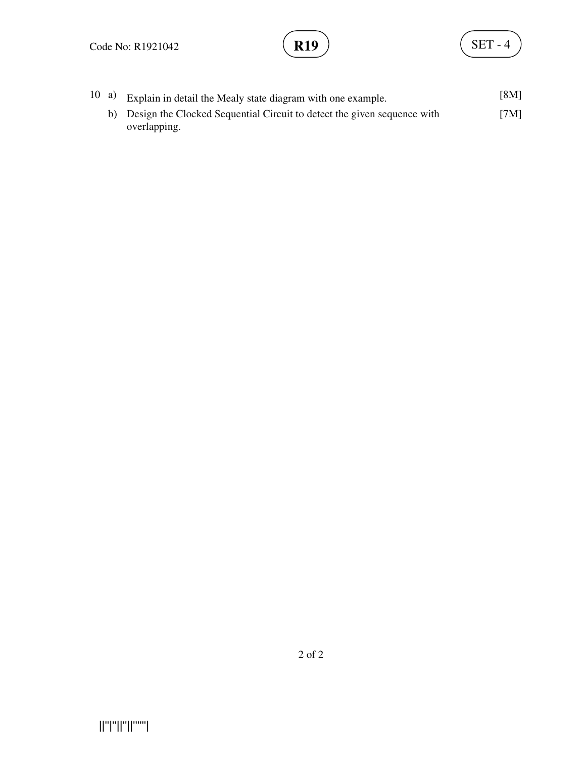10 a) Explain in detail the Mealy state diagram with one example. [8M]

b) Design the Clocked Sequential Circuit to detect the given sequence with overlapping. [7M]